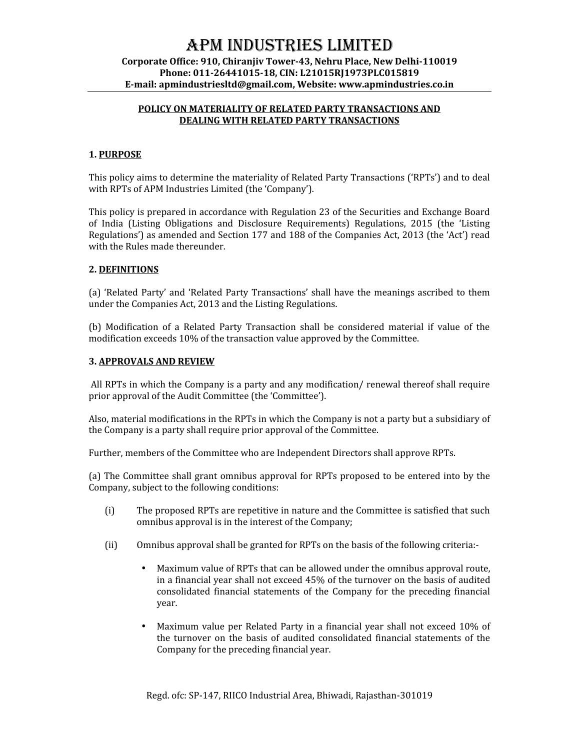# APM INDUSTRIES LIMITED

**Corporate Office: 910, Chiranjiv Tower-43, Nehru Place, New Delhi-110019**
**Phone: 011-26441015-18, CIN: L21015RJ1973PLC015819**
**E-mail: apmindustriesltd@gmail.com, Website: www.apmindustries.co.in**

## POLICY ON MATERIALITY OF RELATED PARTY TRANSACTIONS AND DEALING WITH RELATED PARTY TRANSACTIONS

### 1. PURPOSE

This policy aims to determine the materiality of Related Party Transactions ('RPTs') and to deal with RPTs of APM Industries Limited (the 'Company').

This policy is prepared in accordance with Regulation 23 of the Securities and Exchange Board of India (Listing Obligations and Disclosure Requirements) Regulations, 2015 (the 'Listing Regulations') as amended and Section 177 and 188 of the Companies Act, 2013 (the 'Act') read with the Rules made thereunder.

### 2. DEFINITIONS

(a) 'Related Party' and 'Related Party Transactions' shall have the meanings ascribed to them under the Companies Act, 2013 and the Listing Regulations.

(b) Modification of a Related Party Transaction shall be considered material if value of the modification exceeds 10% of the transaction value approved by the Committee.

### 3. APPROVALS AND REVIEW

All RPTs in which the Company is a party and any modification/ renewal thereof shall require prior approval of the Audit Committee (the 'Committee').

Also, material modifications in the RPTs in which the Company is not a party but a subsidiary of the Company is a party shall require prior approval of the Committee.

Further, members of the Committee who are Independent Directors shall approve RPTs.

(a) The Committee shall grant omnibus approval for RPTs proposed to be entered into by the Company, subject to the following conditions:

(i) The proposed RPTs are repetitive in nature and the Committee is satisfied that such omnibus approval is in the interest of the Company;

(ii) Omnibus approval shall be granted for RPTs on the basis of the following criteria:-

- Maximum value of RPTs that can be allowed under the omnibus approval route, in a financial year shall not exceed 45% of the turnover on the basis of audited consolidated financial statements of the Company for the preceding financial year.
- Maximum value per Related Party in a financial year shall not exceed 10% of the turnover on the basis of audited consolidated financial statements of the Company for the preceding financial year.

Regd. ofc: SP-147, RIICO Industrial Area, Bhiwadi, Rajasthan-301019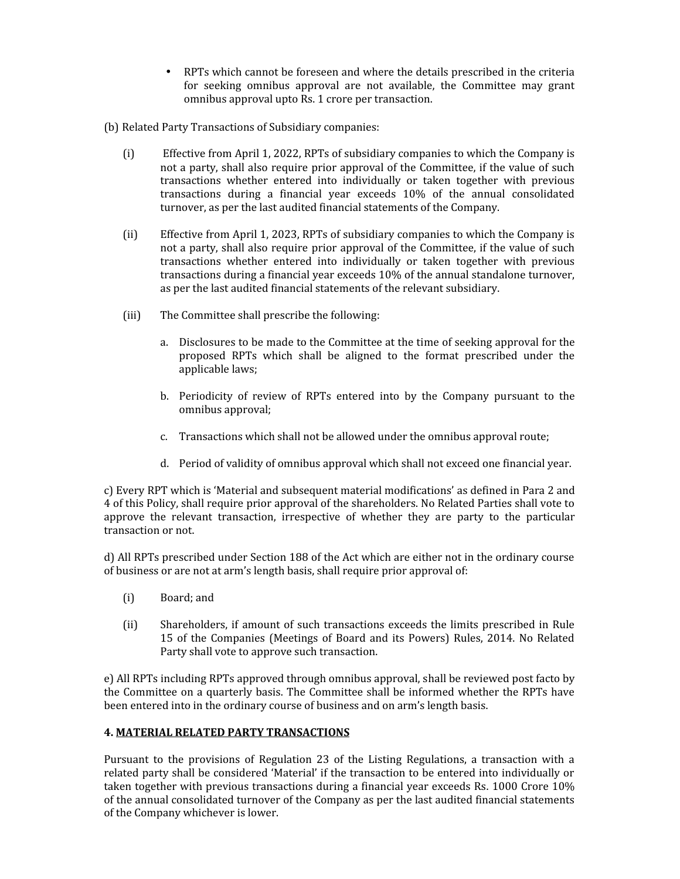- RPTs which cannot be foreseen and where the details prescribed in the criteria for seeking omnibus approval are not available, the Committee may grant omnibus approval upto Rs. 1 crore per transaction.

(b) Related Party Transactions of Subsidiary companies:

(i) Effective from April 1, 2022, RPTs of subsidiary companies to which the Company is not a party, shall also require prior approval of the Committee, if the value of such transactions whether entered into individually or taken together with previous transactions during a financial year exceeds 10% of the annual consolidated turnover, as per the last audited financial statements of the Company.

(ii) Effective from April 1, 2023, RPTs of subsidiary companies to which the Company is not a party, shall also require prior approval of the Committee, if the value of such transactions whether entered into individually or taken together with previous transactions during a financial year exceeds 10% of the annual standalone turnover, as per the last audited financial statements of the relevant subsidiary.

(iii) The Committee shall prescribe the following:

a. Disclosures to be made to the Committee at the time of seeking approval for the proposed RPTs which shall be aligned to the format prescribed under the applicable laws;

b. Periodicity of review of RPTs entered into by the Company pursuant to the omnibus approval;

c. Transactions which shall not be allowed under the omnibus approval route;

d. Period of validity of omnibus approval which shall not exceed one financial year.

c) Every RPT which is 'Material and subsequent material modifications' as defined in Para 2 and 4 of this Policy, shall require prior approval of the shareholders. No Related Parties shall vote to approve the relevant transaction, irrespective of whether they are party to the particular transaction or not.

d) All RPTs prescribed under Section 188 of the Act which are either not in the ordinary course of business or are not at arm's length basis, shall require prior approval of:

(i) Board; and

(ii) Shareholders, if amount of such transactions exceeds the limits prescribed in Rule 15 of the Companies (Meetings of Board and its Powers) Rules, 2014. No Related Party shall vote to approve such transaction.

e) All RPTs including RPTs approved through omnibus approval, shall be reviewed post facto by the Committee on a quarterly basis. The Committee shall be informed whether the RPTs have been entered into in the ordinary course of business and on arm's length basis.

## 4. MATERIAL RELATED PARTY TRANSACTIONS

Pursuant to the provisions of Regulation 23 of the Listing Regulations, a transaction with a related party shall be considered 'Material' if the transaction to be entered into individually or taken together with previous transactions during a financial year exceeds Rs. 1000 Crore 10% of the annual consolidated turnover of the Company as per the last audited financial statements of the Company whichever is lower.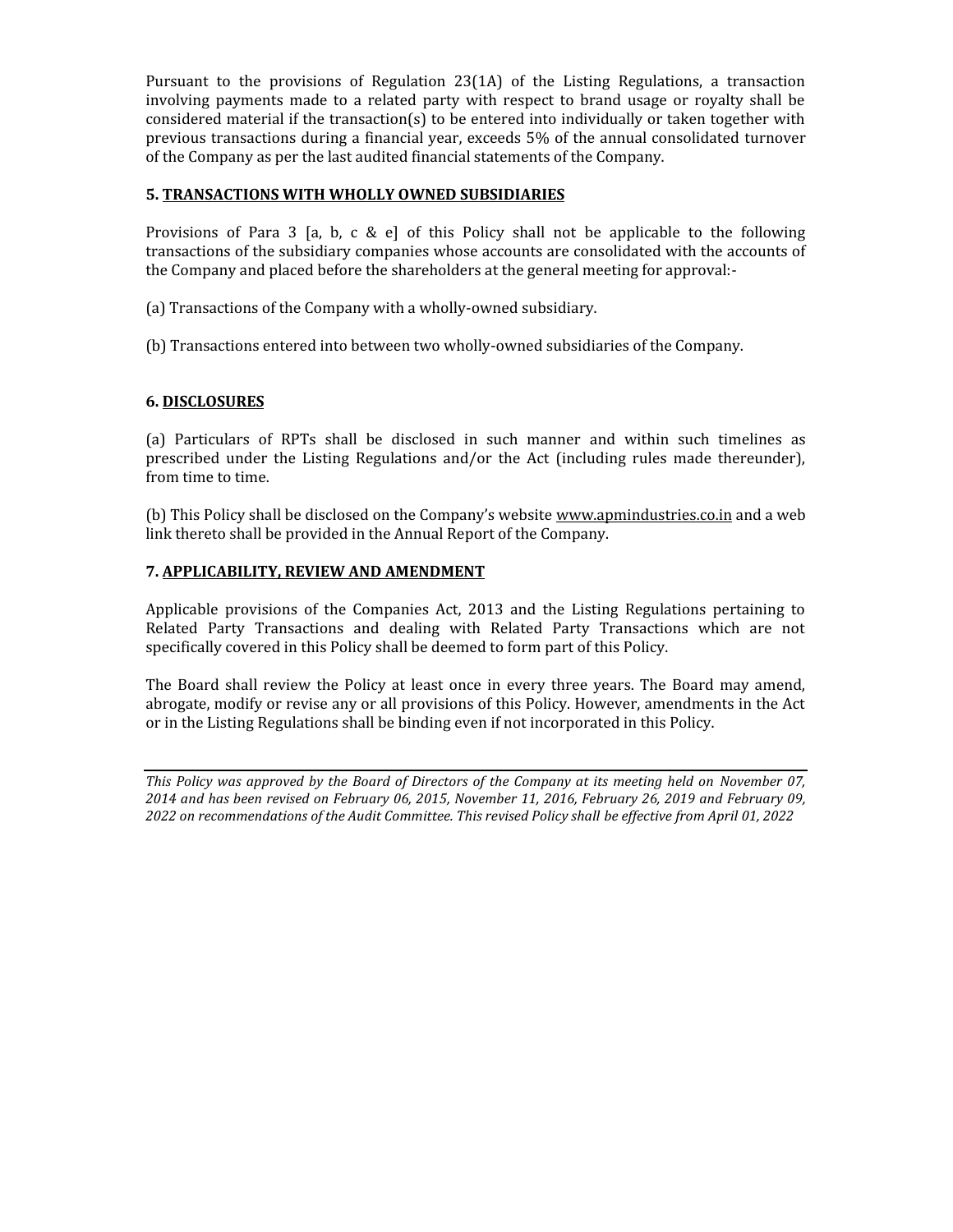Pursuant to the provisions of Regulation 23(1A) of the Listing Regulations, a transaction involving payments made to a related party with respect to brand usage or royalty shall be considered material if the transaction(s) to be entered into individually or taken together with previous transactions during a financial year, exceeds 5% of the annual consolidated turnover of the Company as per the last audited financial statements of the Company.

## 5. TRANSACTIONS WITH WHOLLY OWNED SUBSIDIARIES

Provisions of Para 3 [a, b, c & e] of this Policy shall not be applicable to the following transactions of the subsidiary companies whose accounts are consolidated with the accounts of the Company and placed before the shareholders at the general meeting for approval:-

(a) Transactions of the Company with a wholly-owned subsidiary.

(b) Transactions entered into between two wholly-owned subsidiaries of the Company.

## 6. DISCLOSURES

(a) Particulars of RPTs shall be disclosed in such manner and within such timelines as prescribed under the Listing Regulations and/or the Act (including rules made thereunder), from time to time.

(b) This Policy shall be disclosed on the Company's website www.apmindustries.co.in and a web link thereto shall be provided in the Annual Report of the Company.

## 7. APPLICABILITY, REVIEW AND AMENDMENT

Applicable provisions of the Companies Act, 2013 and the Listing Regulations pertaining to Related Party Transactions and dealing with Related Party Transactions which are not specifically covered in this Policy shall be deemed to form part of this Policy.

The Board shall review the Policy at least once in every three years. The Board may amend, abrogate, modify or revise any or all provisions of this Policy. However, amendments in the Act or in the Listing Regulations shall be binding even if not incorporated in this Policy.

---

*This Policy was approved by the Board of Directors of the Company at its meeting held on November 07, 2014 and has been revised on February 06, 2015, November 11, 2016, February 26, 2019 and February 09, 2022 on recommendations of the Audit Committee. This revised Policy shall be effective from April 01, 2022*